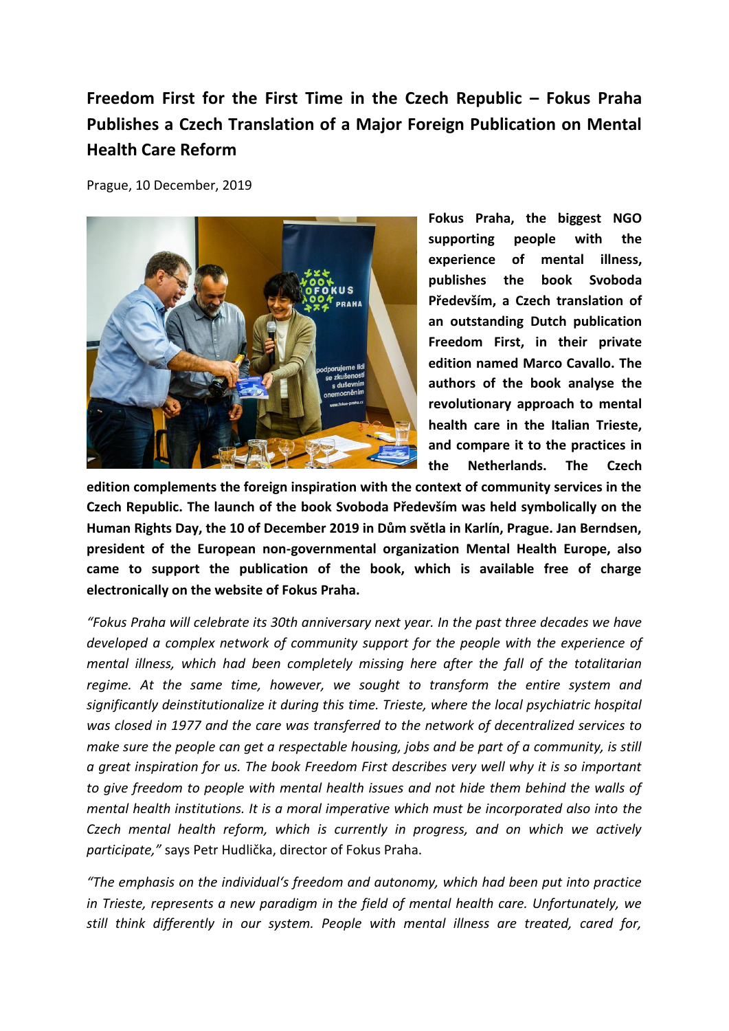# Freedom First for the First Time in the Czech Republic – Fokus Praha Publishes a Czech Translation of a Major Foreign Publication on Mental Health Care Reform

Prague, 10 December, 2019

**Fokus Praha, the biggest NGO supporting people with the experience of mental illness, publishes the book Svoboda Především, a Czech translation of an outstanding Dutch publication Freedom First, in their private edition named Marco Cavallo. The authors of the book analyse the revolutionary approach to mental health care in the Italian Trieste, and compare it to the practices in the Netherlands. The Czech edition complements the foreign inspiration with the context of community services in the Czech Republic. The launch of the book Svoboda Především was held symbolically on the Human Rights Day, the 10 of December 2019 in Dům světla in Karlín, Prague. Jan Berndsen, president of the European non-governmental organization Mental Health Europe, also came to support the publication of the book, which is available free of charge electronically on the website of Fokus Praha.**

*"Fokus Praha will celebrate its 30th anniversary next year. In the past three decades we have developed a complex network of community support for the people with the experience of mental illness, which had been completely missing here after the fall of the totalitarian regime. At the same time, however, we sought to transform the entire system and significantly deinstitutionalize it during this time. Trieste, where the local psychiatric hospital was closed in 1977 and the care was transferred to the network of decentralized services to make sure the people can get a respectable housing, jobs and be part of a community, is still a great inspiration for us. The book Freedom First describes very well why it is so important to give freedom to people with mental health issues and not hide them behind the walls of mental health institutions. It is a moral imperative which must be incorporated also into the Czech mental health reform, which is currently in progress, and on which we actively participate,"* says Petr Hudlička, director of Fokus Praha.

*"The emphasis on the individual's freedom and autonomy, which had been put into practice in Trieste, represents a new paradigm in the field of mental health care. Unfortunately, we still think differently in our system. People with mental illness are treated, cared for,*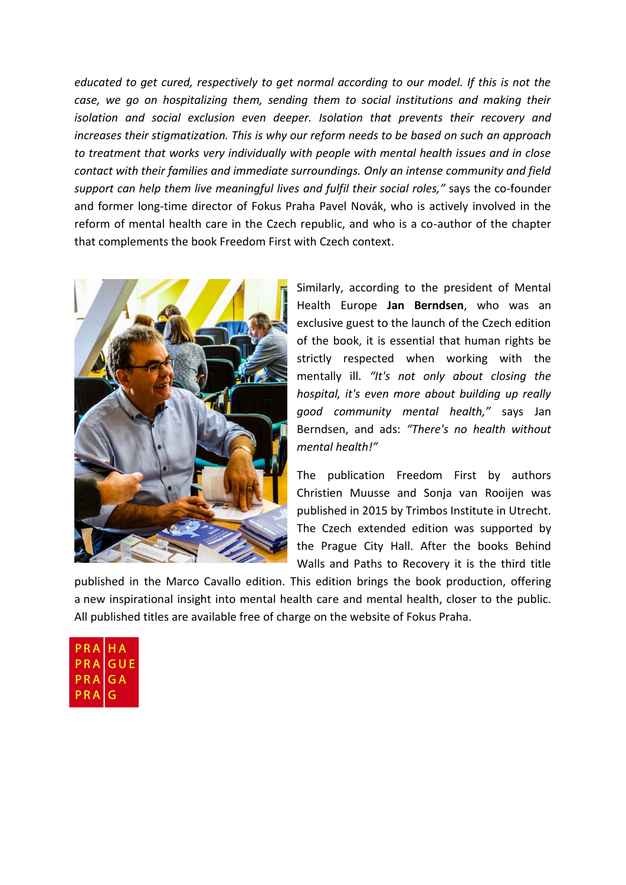*educated to get cured, respectively to get normal according to our model. If this is not the case, we go on hospitalizing them, sending them to social institutions and making their isolation and social exclusion even deeper. Isolation that prevents their recovery and increases their stigmatization. This is why our reform needs to be based on such an approach to treatment that works very individually with people with mental health issues and in close contact with their families and immediate surroundings. Only an intense community and field support can help them live meaningful lives and fulfil their social roles,"* says the co-founder and former long-time director of Fokus Praha Pavel Novák, who is actively involved in the reform of mental health care in the Czech republic, and who is a co-author of the chapter that complements the book Freedom First with Czech context.

Similarly, according to the president of Mental Health Europe **Jan Berndsen**, who was an exclusive guest to the launch of the Czech edition of the book, it is essential that human rights be strictly respected when working with the mentally ill. *"It's not only about closing the hospital, it's even more about building up really good community mental health,"* says Jan Berndsen, and ads: *"There's no health without mental health!"*

The publication Freedom First by authors Christien Muusse and Sonja van Rooijen was published in 2015 by Trimbos Institute in Utrecht. The Czech extended edition was supported by the Prague City Hall. After the books Behind Walls and Paths to Recovery it is the third title published in the Marco Cavallo edition. This edition brings the book production, offering a new inspirational insight into mental health care and mental health, closer to the public. All published titles are available free of charge on the website of Fokus Praha.

PRA HA
PRA GUE
PRA GA
PRA G